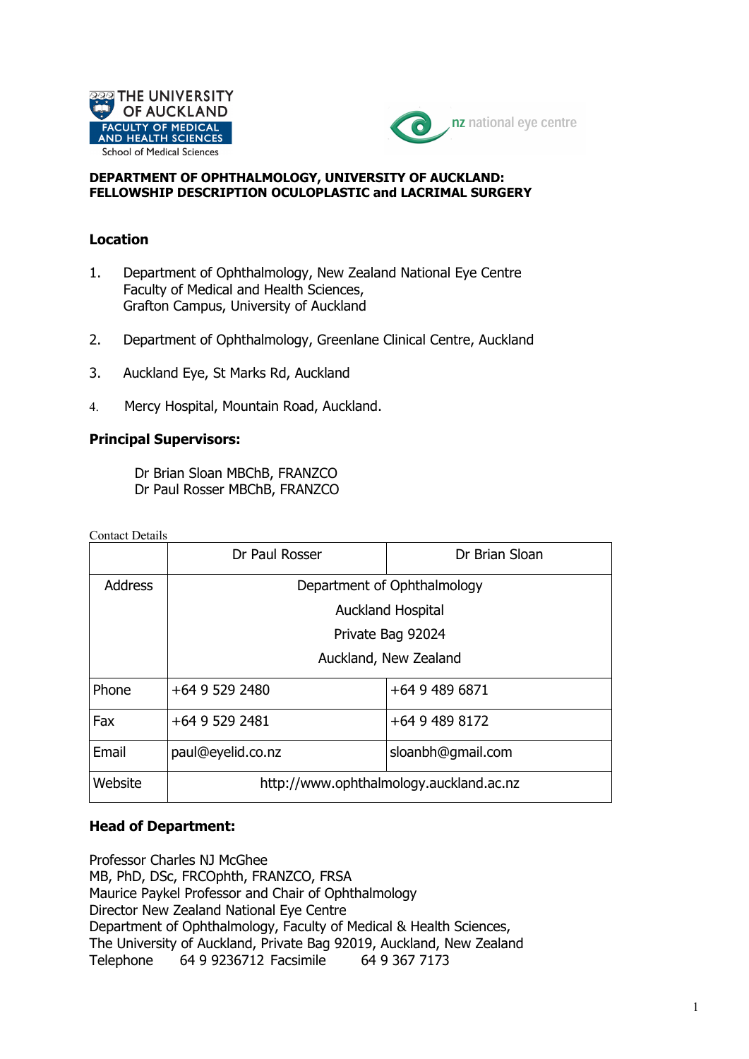THE UNIVERSITY OF AUCKLAND
FACULTY OF MEDICAL AND HEALTH SCIENCES
School of Medical Sciences

nz national eye centre

**DEPARTMENT OF OPHTHALMOLOGY, UNIVERSITY OF AUCKLAND:**
**FELLOWSHIP DESCRIPTION OCULOPLASTIC and LACRIMAL SURGERY**

## Location

1. Department of Ophthalmology, New Zealand National Eye Centre
   Faculty of Medical and Health Sciences,
   Grafton Campus, University of Auckland

2. Department of Ophthalmology, Greenlane Clinical Centre, Auckland

3. Auckland Eye, St Marks Rd, Auckland

4. Mercy Hospital, Mountain Road, Auckland.

## Principal Supervisors:

Dr Brian Sloan MBChB, FRANZCO
Dr Paul Rosser MBChB, FRANZCO

Contact Details

| | Dr Paul Rosser | Dr Brian Sloan |
|---|---|---|
| Address | Department of Ophthalmology<br>Auckland Hospital<br>Private Bag 92024<br>Auckland, New Zealand | |
| Phone | +64 9 529 2480 | +64 9 489 6871 |
| Fax | +64 9 529 2481 | +64 9 489 8172 |
| Email | paul@eyelid.co.nz | sloanbh@gmail.com |
| Website | http://www.ophthalmology.auckland.ac.nz | |

## Head of Department:

Professor Charles NJ McGhee
MB, PhD, DSc, FRCOphth, FRANZCO, FRSA
Maurice Paykel Professor and Chair of Ophthalmology
Director New Zealand National Eye Centre
Department of Ophthalmology, Faculty of Medical & Health Sciences,
The University of Auckland, Private Bag 92019, Auckland, New Zealand
Telephone 64 9 9236712 Facsimile 64 9 367 7173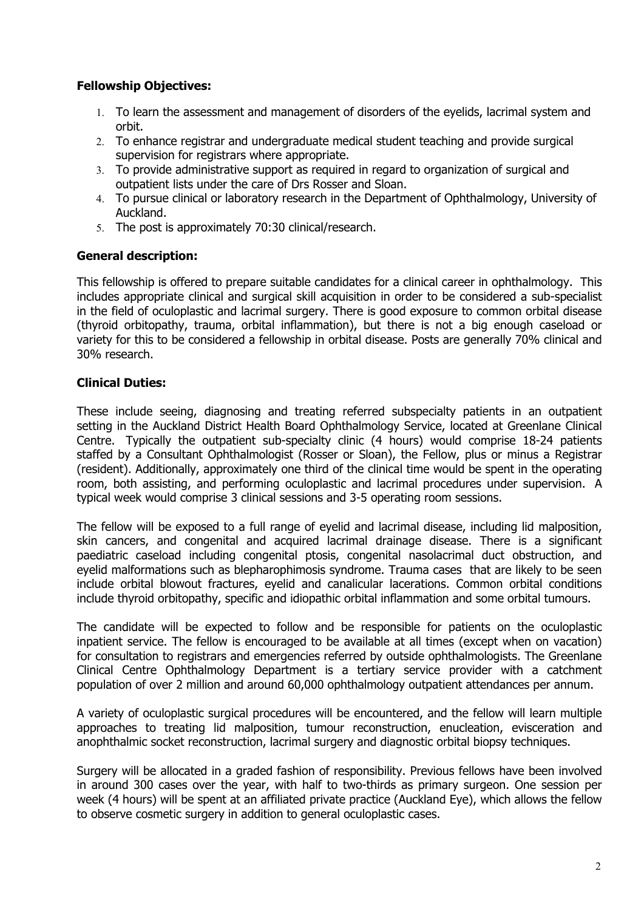**Fellowship Objectives:**

1. To learn the assessment and management of disorders of the eyelids, lacrimal system and orbit.
2. To enhance registrar and undergraduate medical student teaching and provide surgical supervision for registrars where appropriate.
3. To provide administrative support as required in regard to organization of surgical and outpatient lists under the care of Drs Rosser and Sloan.
4. To pursue clinical or laboratory research in the Department of Ophthalmology, University of Auckland.
5. The post is approximately 70:30 clinical/research.

**General description:**

This fellowship is offered to prepare suitable candidates for a clinical career in ophthalmology. This includes appropriate clinical and surgical skill acquisition in order to be considered a sub-specialist in the field of oculoplastic and lacrimal surgery. There is good exposure to common orbital disease (thyroid orbitopathy, trauma, orbital inflammation), but there is not a big enough caseload or variety for this to be considered a fellowship in orbital disease. Posts are generally 70% clinical and 30% research.

**Clinical Duties:**

These include seeing, diagnosing and treating referred subspecialty patients in an outpatient setting in the Auckland District Health Board Ophthalmology Service, located at Greenlane Clinical Centre. Typically the outpatient sub-specialty clinic (4 hours) would comprise 18-24 patients staffed by a Consultant Ophthalmologist (Rosser or Sloan), the Fellow, plus or minus a Registrar (resident). Additionally, approximately one third of the clinical time would be spent in the operating room, both assisting, and performing oculoplastic and lacrimal procedures under supervision. A typical week would comprise 3 clinical sessions and 3-5 operating room sessions.

The fellow will be exposed to a full range of eyelid and lacrimal disease, including lid malposition, skin cancers, and congenital and acquired lacrimal drainage disease. There is a significant paediatric caseload including congenital ptosis, congenital nasolacrimal duct obstruction, and eyelid malformations such as blepharophimosis syndrome. Trauma cases that are likely to be seen include orbital blowout fractures, eyelid and canalicular lacerations. Common orbital conditions include thyroid orbitopathy, specific and idiopathic orbital inflammation and some orbital tumours.

The candidate will be expected to follow and be responsible for patients on the oculoplastic inpatient service. The fellow is encouraged to be available at all times (except when on vacation) for consultation to registrars and emergencies referred by outside ophthalmologists. The Greenlane Clinical Centre Ophthalmology Department is a tertiary service provider with a catchment population of over 2 million and around 60,000 ophthalmology outpatient attendances per annum.

A variety of oculoplastic surgical procedures will be encountered, and the fellow will learn multiple approaches to treating lid malposition, tumour reconstruction, enucleation, evisceration and anophthalmic socket reconstruction, lacrimal surgery and diagnostic orbital biopsy techniques.

Surgery will be allocated in a graded fashion of responsibility. Previous fellows have been involved in around 300 cases over the year, with half to two-thirds as primary surgeon. One session per week (4 hours) will be spent at an affiliated private practice (Auckland Eye), which allows the fellow to observe cosmetic surgery in addition to general oculoplastic cases.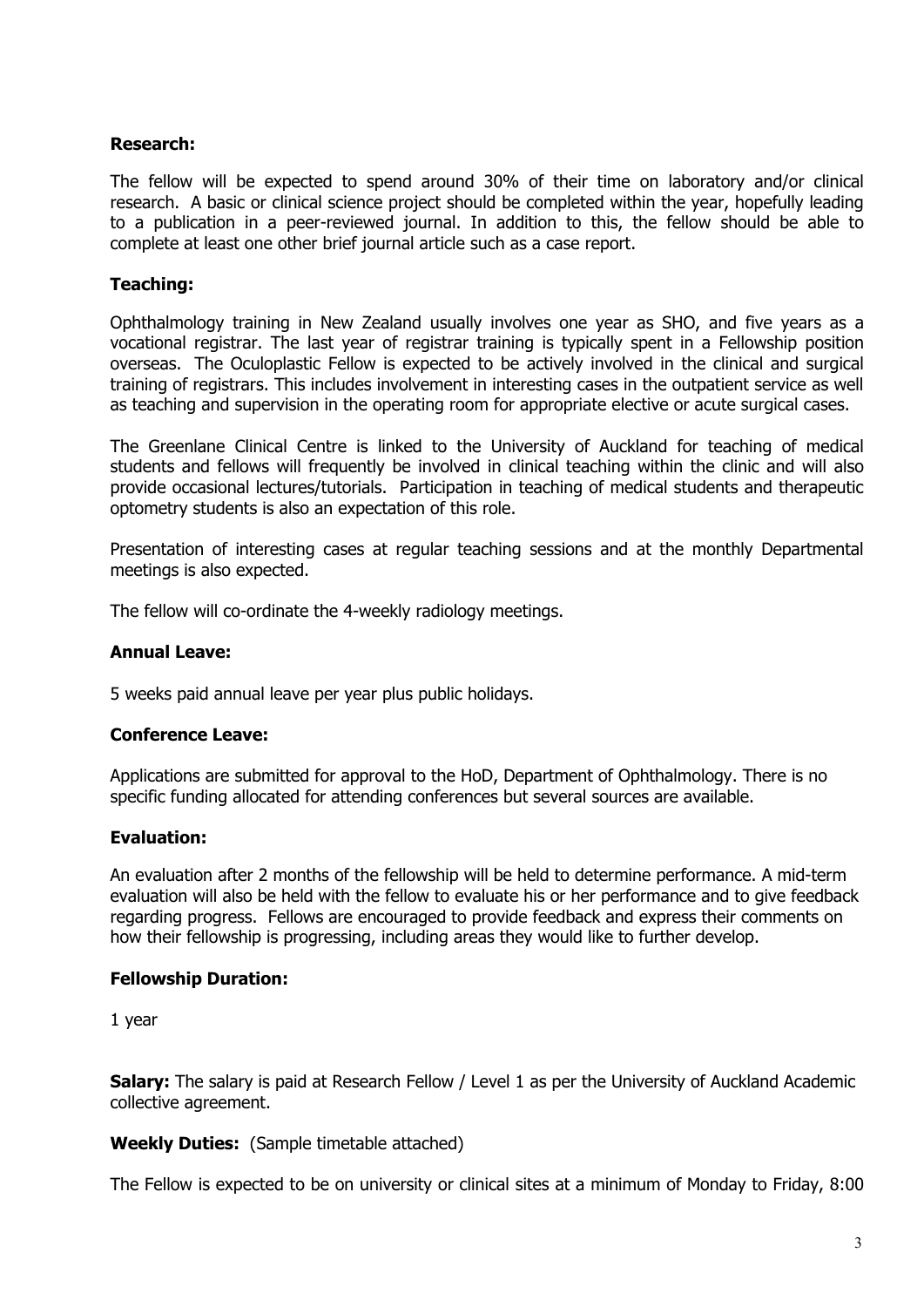**Research:**

The fellow will be expected to spend around 30% of their time on laboratory and/or clinical research. A basic or clinical science project should be completed within the year, hopefully leading to a publication in a peer-reviewed journal. In addition to this, the fellow should be able to complete at least one other brief journal article such as a case report.

**Teaching:**

Ophthalmology training in New Zealand usually involves one year as SHO, and five years as a vocational registrar. The last year of registrar training is typically spent in a Fellowship position overseas. The Oculoplastic Fellow is expected to be actively involved in the clinical and surgical training of registrars. This includes involvement in interesting cases in the outpatient service as well as teaching and supervision in the operating room for appropriate elective or acute surgical cases.

The Greenlane Clinical Centre is linked to the University of Auckland for teaching of medical students and fellows will frequently be involved in clinical teaching within the clinic and will also provide occasional lectures/tutorials. Participation in teaching of medical students and therapeutic optometry students is also an expectation of this role.

Presentation of interesting cases at regular teaching sessions and at the monthly Departmental meetings is also expected.

The fellow will co-ordinate the 4-weekly radiology meetings.

**Annual Leave:**

5 weeks paid annual leave per year plus public holidays.

**Conference Leave:**

Applications are submitted for approval to the HoD, Department of Ophthalmology. There is no specific funding allocated for attending conferences but several sources are available.

**Evaluation:**

An evaluation after 2 months of the fellowship will be held to determine performance. A mid-term evaluation will also be held with the fellow to evaluate his or her performance and to give feedback regarding progress. Fellows are encouraged to provide feedback and express their comments on how their fellowship is progressing, including areas they would like to further develop.

**Fellowship Duration:**

1 year

**Salary:** The salary is paid at Research Fellow / Level 1 as per the University of Auckland Academic collective agreement.

**Weekly Duties:** (Sample timetable attached)

The Fellow is expected to be on university or clinical sites at a minimum of Monday to Friday, 8:00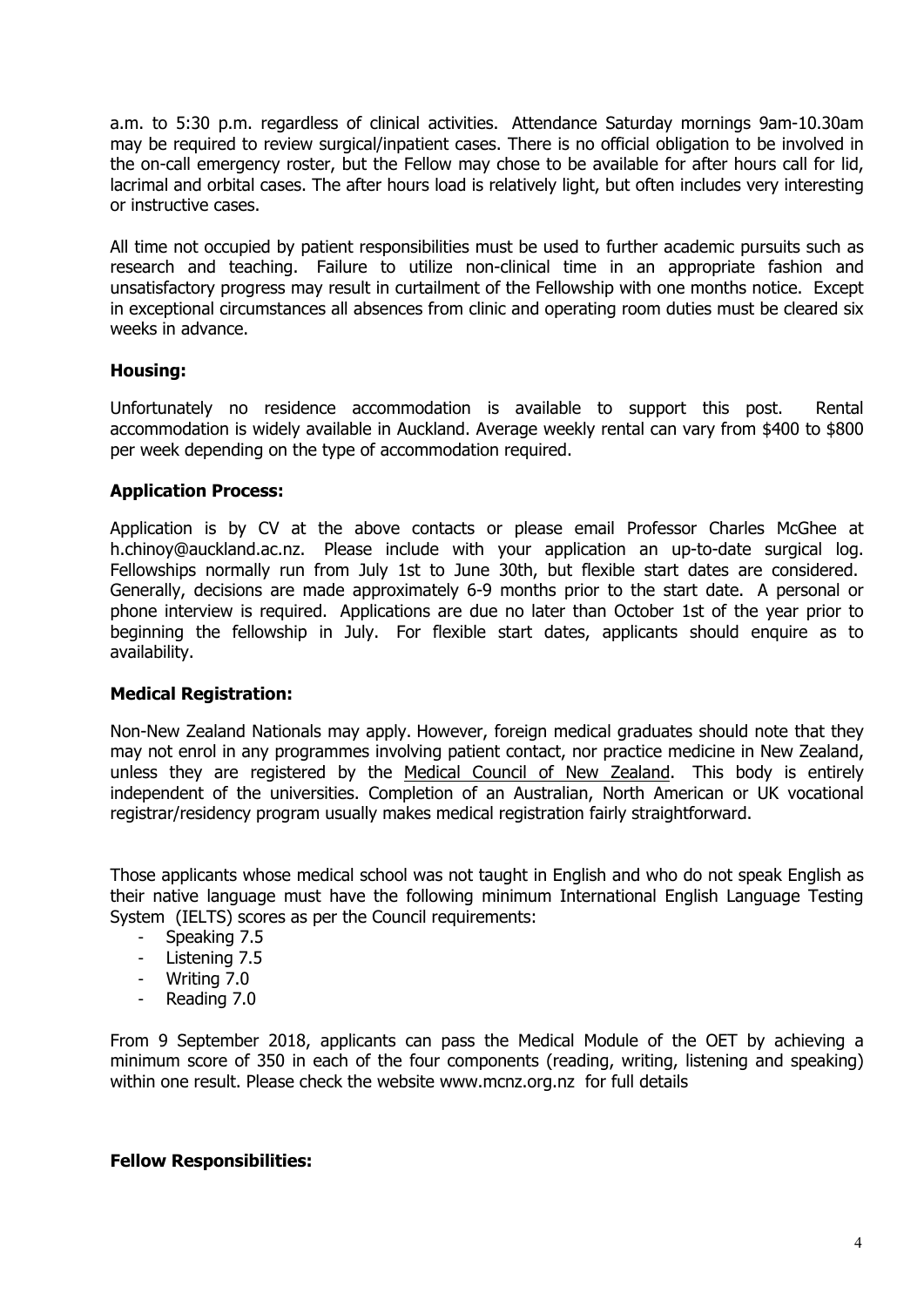a.m. to 5:30 p.m. regardless of clinical activities. Attendance Saturday mornings 9am-10.30am may be required to review surgical/inpatient cases. There is no official obligation to be involved in the on-call emergency roster, but the Fellow may chose to be available for after hours call for lid, lacrimal and orbital cases. The after hours load is relatively light, but often includes very interesting or instructive cases.

All time not occupied by patient responsibilities must be used to further academic pursuits such as research and teaching. Failure to utilize non-clinical time in an appropriate fashion and unsatisfactory progress may result in curtailment of the Fellowship with one months notice. Except in exceptional circumstances all absences from clinic and operating room duties must be cleared six weeks in advance.

**Housing:**

Unfortunately no residence accommodation is available to support this post. Rental accommodation is widely available in Auckland. Average weekly rental can vary from $400 to $800 per week depending on the type of accommodation required.

**Application Process:**

Application is by CV at the above contacts or please email Professor Charles McGhee at h.chinoy@auckland.ac.nz. Please include with your application an up-to-date surgical log. Fellowships normally run from July 1st to June 30th, but flexible start dates are considered. Generally, decisions are made approximately 6-9 months prior to the start date. A personal or phone interview is required. Applications are due no later than October 1st of the year prior to beginning the fellowship in July. For flexible start dates, applicants should enquire as to availability.

**Medical Registration:**

Non-New Zealand Nationals may apply. However, foreign medical graduates should note that they may not enrol in any programmes involving patient contact, nor practice medicine in New Zealand, unless they are registered by the Medical Council of New Zealand. This body is entirely independent of the universities. Completion of an Australian, North American or UK vocational registrar/residency program usually makes medical registration fairly straightforward.

Those applicants whose medical school was not taught in English and who do not speak English as their native language must have the following minimum International English Language Testing System (IELTS) scores as per the Council requirements:

- Speaking 7.5
- Listening 7.5
- Writing 7.0
- Reading 7.0

From 9 September 2018, applicants can pass the Medical Module of the OET by achieving a minimum score of 350 in each of the four components (reading, writing, listening and speaking) within one result. Please check the website www.mcnz.org.nz for full details

**Fellow Responsibilities:**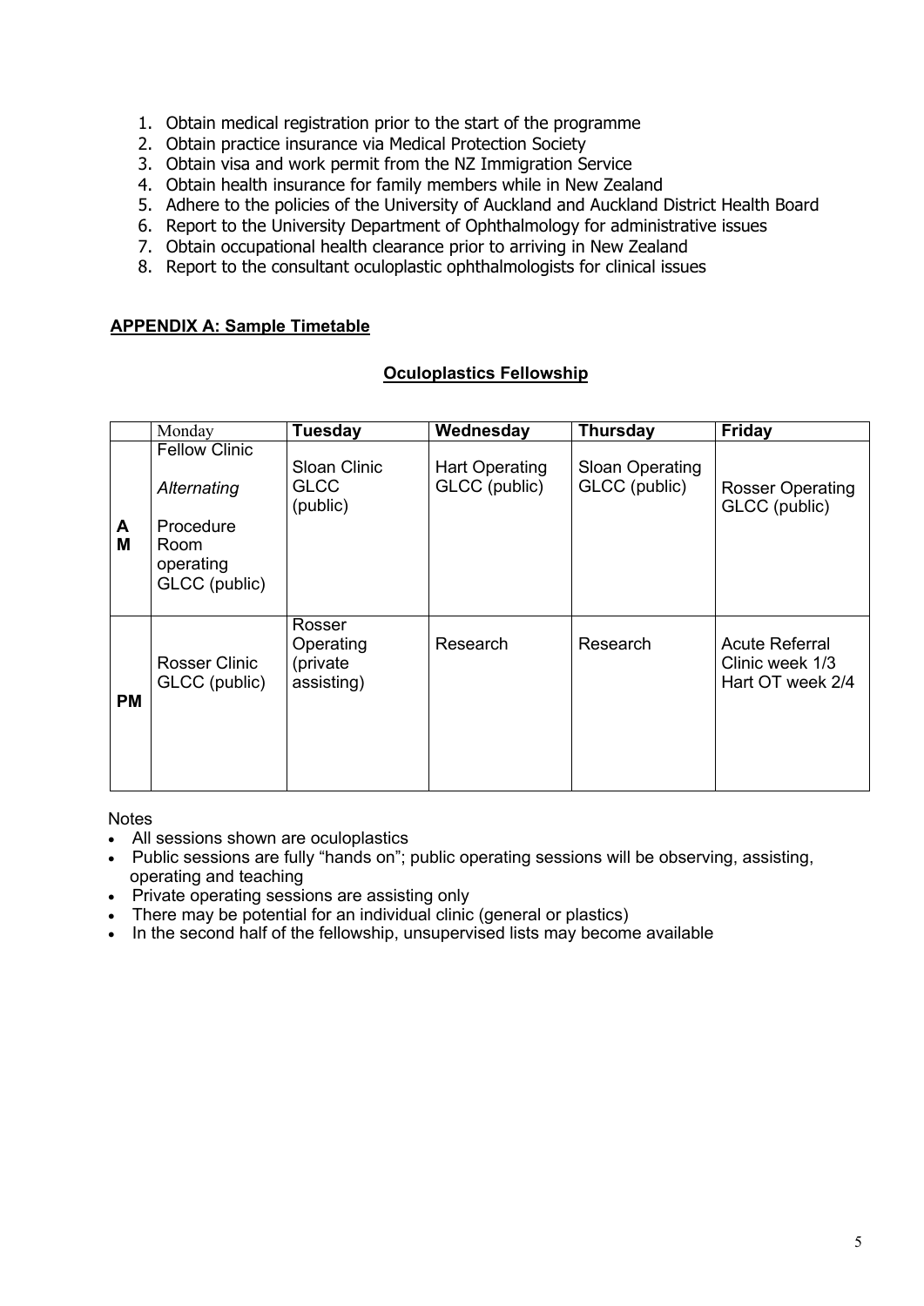1. Obtain medical registration prior to the start of the programme
2. Obtain practice insurance via Medical Protection Society
3. Obtain visa and work permit from the NZ Immigration Service
4. Obtain health insurance for family members while in New Zealand
5. Adhere to the policies of the University of Auckland and Auckland District Health Board
6. Report to the University Department of Ophthalmology for administrative issues
7. Obtain occupational health clearance prior to arriving in New Zealand
8. Report to the consultant oculoplastic ophthalmologists for clinical issues

## APPENDIX A: Sample Timetable

### Oculoplastics Fellowship

| | Monday | Tuesday | Wednesday | Thursday | Friday |
|---|---|---|---|---|---|
| AM | Fellow Clinic<br>*Alternating*<br>Procedure Room operating GLCC (public) | Sloan Clinic GLCC (public) | Hart Operating GLCC (public) | Sloan Operating GLCC (public) | Rosser Operating GLCC (public) |
| PM | Rosser Clinic GLCC (public) | Rosser Operating (private assisting) | Research | Research | Acute Referral Clinic week 1/3<br>Hart OT week 2/4 |

Notes

- All sessions shown are oculoplastics
- Public sessions are fully "hands on"; public operating sessions will be observing, assisting, operating and teaching
- Private operating sessions are assisting only
- There may be potential for an individual clinic (general or plastics)
- In the second half of the fellowship, unsupervised lists may become available